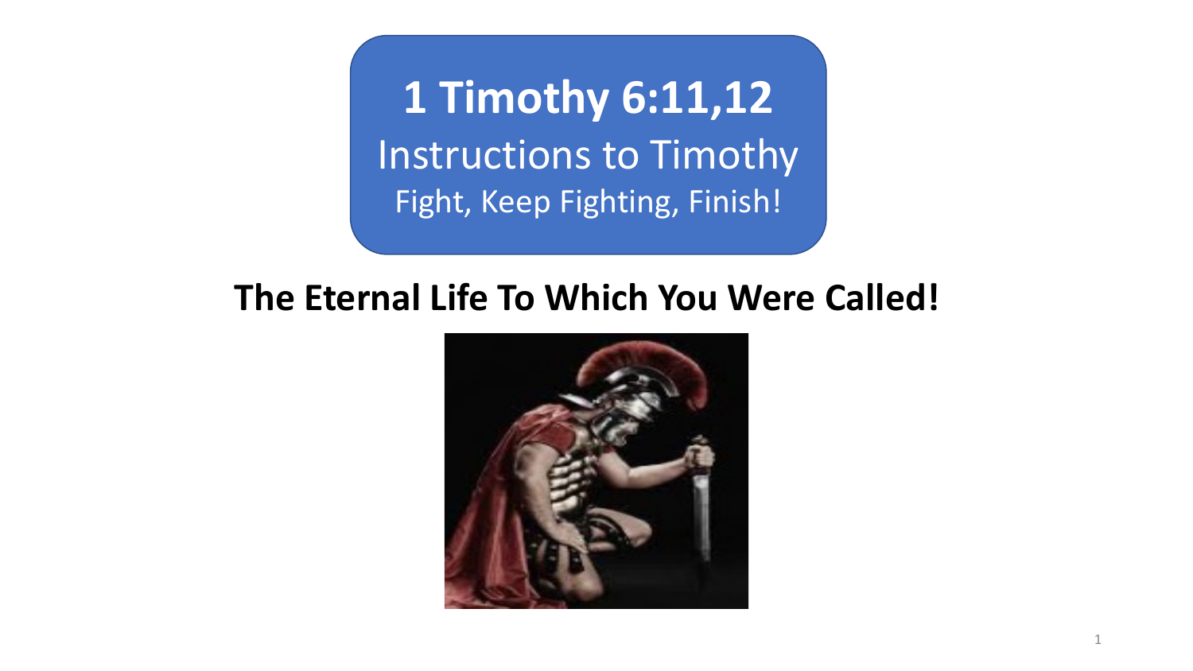# 1 Timothy 6:11,12

## Instructions to Timothy

### Fight, Keep Fighting, Finish!

**The Eternal Life To Which You Were Called!**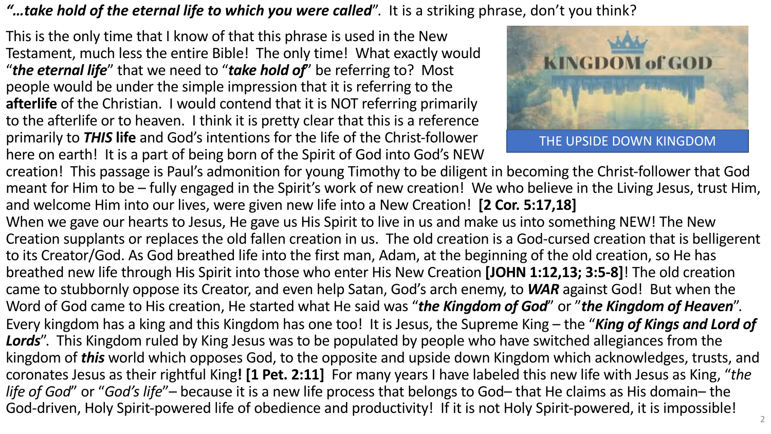***"…take hold of the eternal life to which you were called***". It is a striking phrase, don't you think?

This is the only time that I know of that this phrase is used in the New Testament, much less the entire Bible! The only time! What exactly would "***the eternal life***" that we need to "***take hold of***" be referring to? Most people would be under the simple impression that it is referring to the **afterlife** of the Christian. I would contend that it is NOT referring primarily to the afterlife or to heaven. I think it is pretty clear that this is a reference primarily to ***THIS*** **life** and God's intentions for the life of the Christ-follower here on earth! It is a part of being born of the Spirit of God into God's NEW creation! This passage is Paul's admonition for young Timothy to be diligent in becoming the Christ-follower that God meant for Him to be – fully engaged in the Spirit's work of new creation! We who believe in the Living Jesus, trust Him, and welcome Him into our lives, were given new life into a New Creation! **[2 Cor. 5:17,18]**

KINGDOM of GOD

THE UPSIDE DOWN KINGDOM

When we gave our hearts to Jesus, He gave us His Spirit to live in us and make us into something NEW! The New Creation supplants or replaces the old fallen creation in us. The old creation is a God-cursed creation that is belligerent to its Creator/God. As God breathed life into the first man, Adam, at the beginning of the old creation, so He has breathed new life through His Spirit into those who enter His New Creation **[JOHN 1:12,13; 3:5-8]**! The old creation came to stubbornly oppose its Creator, and even help Satan, God's arch enemy, to ***WAR*** against God! But when the Word of God came to His creation, He started what He said was "***the Kingdom of God***" or "***the Kingdom of Heaven***". Every kingdom has a king and this Kingdom has one too! It is Jesus, the Supreme King – the "***King of Kings and Lord of Lords***". This Kingdom ruled by King Jesus was to be populated by people who have switched allegiances from the kingdom of ***this*** world which opposes God, to the opposite and upside down Kingdom which acknowledges, trusts, and coronates Jesus as their rightful King**! [1 Pet. 2:11]** For many years I have labeled this new life with Jesus as King, "*the life of God*" or "*God's life*"– because it is a new life process that belongs to God– that He claims as His domain– the God-driven, Holy Spirit-powered life of obedience and productivity! If it is not Holy Spirit-powered, it is impossible!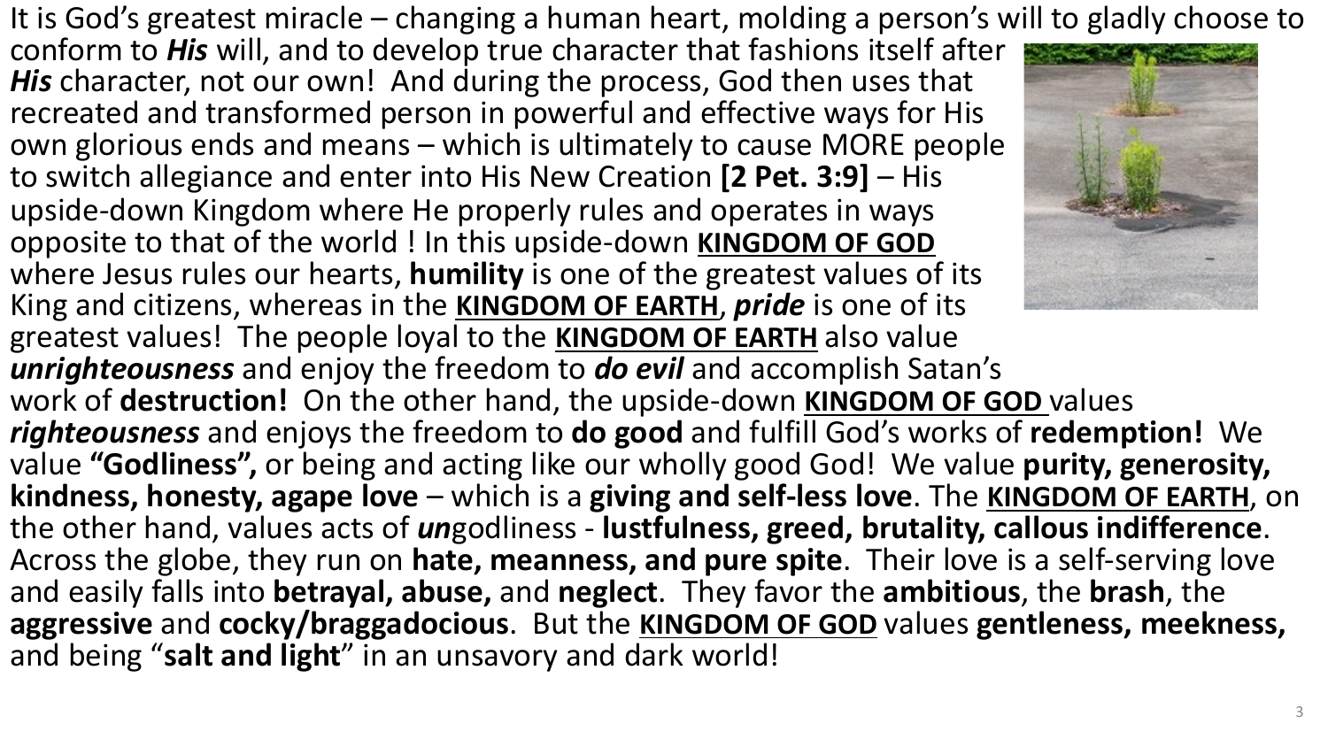It is God's greatest miracle – changing a human heart, molding a person's will to gladly choose to conform to ***His*** will, and to develop true character that fashions itself after ***His*** character, not our own! And during the process, God then uses that recreated and transformed person in powerful and effective ways for His own glorious ends and means – which is ultimately to cause MORE people to switch allegiance and enter into His New Creation **[2 Pet. 3:9]** – His upside-down Kingdom where He properly rules and operates in ways opposite to that of the world ! In this upside-down **KINGDOM OF GOD** where Jesus rules our hearts, **humility** is one of the greatest values of its King and citizens, whereas in the **KINGDOM OF EARTH**, ***pride*** is one of its greatest values! The people loyal to the **KINGDOM OF EARTH** also value ***unrighteousness*** and enjoy the freedom to ***do evil*** and accomplish Satan's work of **destruction!** On the other hand, the upside-down **KINGDOM OF GOD** values ***righteousness*** and enjoys the freedom to **do good** and fulfill God's works of **redemption!** We value **"Godliness",** or being and acting like our wholly good God! We value **purity, generosity, kindness, honesty, agape love** – which is a **giving and self-less love**. The **KINGDOM OF EARTH**, on the other hand, values acts of ***un***godliness - **lustfulness, greed, brutality, callous indifference**. Across the globe, they run on **hate, meanness, and pure spite**. Their love is a self-serving love and easily falls into **betrayal, abuse,** and **neglect**. They favor the **ambitious**, the **brash**, the **aggressive** and **cocky/braggadocious**. But the **KINGDOM OF GOD** values **gentleness, meekness,** and being "**salt and light**" in an unsavory and dark world!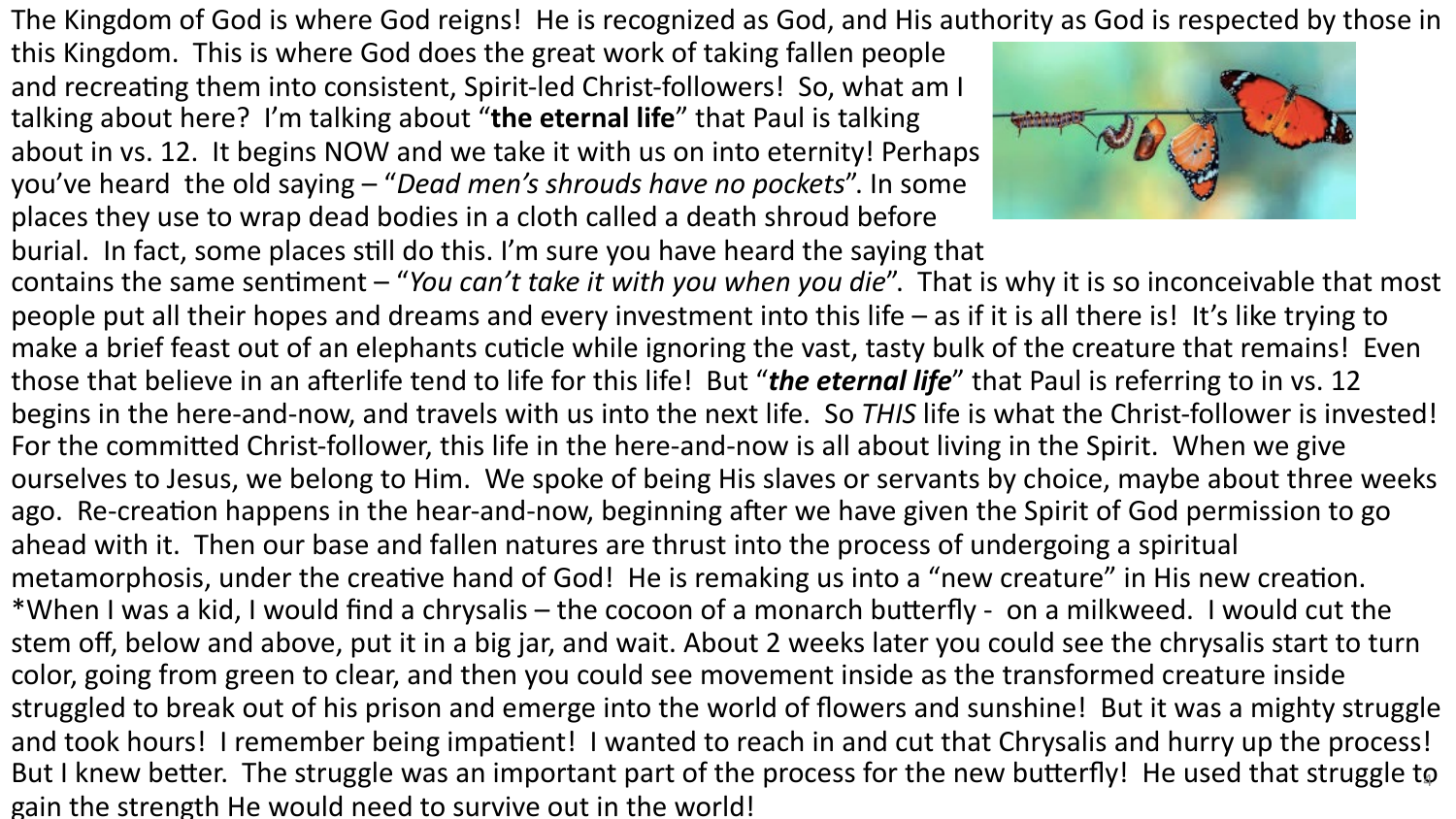The Kingdom of God is where God reigns! He is recognized as God, and His authority as God is respected by those in this Kingdom. This is where God does the great work of taking fallen people and recreating them into consistent, Spirit-led Christ-followers! So, what am I talking about here? I'm talking about "**the eternal life**" that Paul is talking about in vs. 12. It begins NOW and we take it with us on into eternity! Perhaps you've heard the old saying – "*Dead men's shrouds have no pockets*". In some places they use to wrap dead bodies in a cloth called a death shroud before burial. In fact, some places still do this. I'm sure you have heard the saying that contains the same sentiment – "*You can't take it with you when you die*". That is why it is so inconceivable that most people put all their hopes and dreams and every investment into this life – as if it is all there is! It's like trying to make a brief feast out of an elephants cuticle while ignoring the vast, tasty bulk of the creature that remains! Even those that believe in an afterlife tend to life for this life! But "***the eternal life***" that Paul is referring to in vs. 12 begins in the here-and-now, and travels with us into the next life. So *THIS* life is what the Christ-follower is invested! For the committed Christ-follower, this life in the here-and-now is all about living in the Spirit. When we give ourselves to Jesus, we belong to Him. We spoke of being His slaves or servants by choice, maybe about three weeks ago. Re-creation happens in the hear-and-now, beginning after we have given the Spirit of God permission to go ahead with it. Then our base and fallen natures are thrust into the process of undergoing a spiritual metamorphosis, under the creative hand of God! He is remaking us into a "new creature" in His new creation.

*When I was a kid, I would find a chrysalis – the cocoon of a monarch butterfly - on a milkweed. I would cut the stem off, below and above, put it in a big jar, and wait. About 2 weeks later you could see the chrysalis start to turn color, going from green to clear, and then you could see movement inside as the transformed creature inside struggled to break out of his prison and emerge into the world of flowers and sunshine! But it was a mighty struggle and took hours! I remember being impatient! I wanted to reach in and cut that Chrysalis and hurry up the process! But I knew better. The struggle was an important part of the process for the new butterfly! He used that struggle to gain the strength He would need to survive out in the world!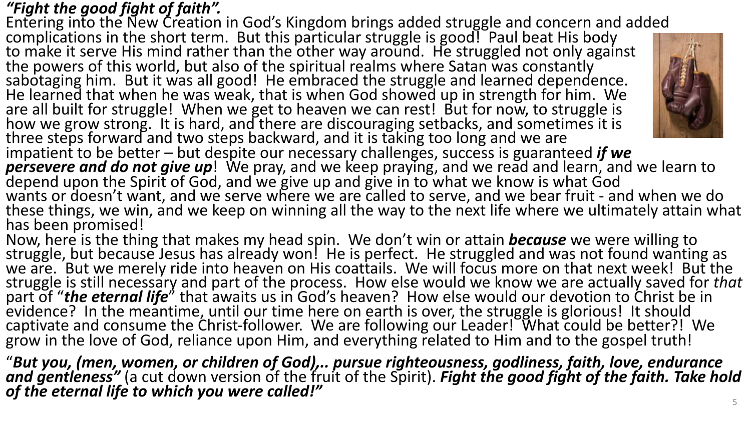***"Fight the good fight of faith".***

Entering into the New Creation in God's Kingdom brings added struggle and concern and added complications in the short term. But this particular struggle is good! Paul beat His body to make it serve His mind rather than the other way around. He struggled not only against the powers of this world, but also of the spiritual realms where Satan was constantly sabotaging him. But it was all good! He embraced the struggle and learned dependence. He learned that when he was weak, that is when God showed up in strength for him. We are all built for struggle! When we get to heaven we can rest! But for now, to struggle is how we grow strong. It is hard, and there are discouraging setbacks, and sometimes it is three steps forward and two steps backward, and it is taking too long and we are impatient to be better – but despite our necessary challenges, success is guaranteed ***if we persevere and do not give up***! We pray, and we keep praying, and we read and learn, and we learn to depend upon the Spirit of God, and we give up and give in to what we know is what God wants or doesn't want, and we serve where we are called to serve, and we bear fruit - and when we do these things, we win, and we keep on winning all the way to the next life where we ultimately attain what has been promised!

Now, here is the thing that makes my head spin. We don't win or attain ***because*** we were willing to struggle, but because Jesus has already won! He is perfect. He struggled and was not found wanting as we are. But we merely ride into heaven on His coattails. We will focus more on that next week! But the struggle is still necessary and part of the process. How else would we know we are actually saved for *that* part of "***the eternal life***" that awaits us in God's heaven? How else would our devotion to Christ be in evidence? In the meantime, until our time here on earth is over, the struggle is glorious! It should captivate and consume the Christ-follower. We are following our Leader! What could be better?! We grow in the love of God, reliance upon Him, and everything related to Him and to the gospel truth!

"***But you, (men, women, or children of God),.. pursue righteousness, godliness, faith, love, endurance and gentleness"*** (a cut down version of the fruit of the Spirit). ***Fight the good fight of the faith. Take hold of the eternal life to which you were called!"***